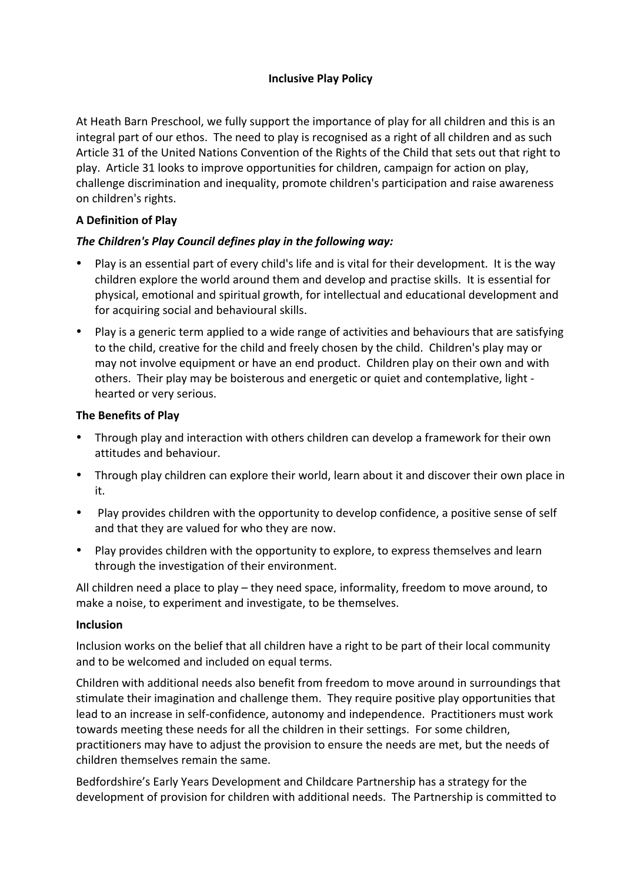# Inclusive Play Policy

At Heath Barn Preschool, we fully support the importance of play for all children and this is an integral part of our ethos. The need to play is recognised as a right of all children and as such Article 31 of the United Nations Convention of the Rights of the Child that sets out that right to play. Article 31 looks to improve opportunities for children, campaign for action on play, challenge discrimination and inequality, promote children's participation and raise awareness on children's rights.

**A Definition of Play**

***The Children's Play Council defines play in the following way:***

- Play is an essential part of every child's life and is vital for their development. It is the way children explore the world around them and develop and practise skills. It is essential for physical, emotional and spiritual growth, for intellectual and educational development and for acquiring social and behavioural skills.
- Play is a generic term applied to a wide range of activities and behaviours that are satisfying to the child, creative for the child and freely chosen by the child. Children's play may or may not involve equipment or have an end product. Children play on their own and with others. Their play may be boisterous and energetic or quiet and contemplative, light - hearted or very serious.

**The Benefits of Play**

- Through play and interaction with others children can develop a framework for their own attitudes and behaviour.
- Through play children can explore their world, learn about it and discover their own place in it.
- Play provides children with the opportunity to develop confidence, a positive sense of self and that they are valued for who they are now.
- Play provides children with the opportunity to explore, to express themselves and learn through the investigation of their environment.

All children need a place to play – they need space, informality, freedom to move around, to make a noise, to experiment and investigate, to be themselves.

**Inclusion**

Inclusion works on the belief that all children have a right to be part of their local community and to be welcomed and included on equal terms.

Children with additional needs also benefit from freedom to move around in surroundings that stimulate their imagination and challenge them. They require positive play opportunities that lead to an increase in self-confidence, autonomy and independence. Practitioners must work towards meeting these needs for all the children in their settings. For some children, practitioners may have to adjust the provision to ensure the needs are met, but the needs of children themselves remain the same.

Bedfordshire's Early Years Development and Childcare Partnership has a strategy for the development of provision for children with additional needs. The Partnership is committed to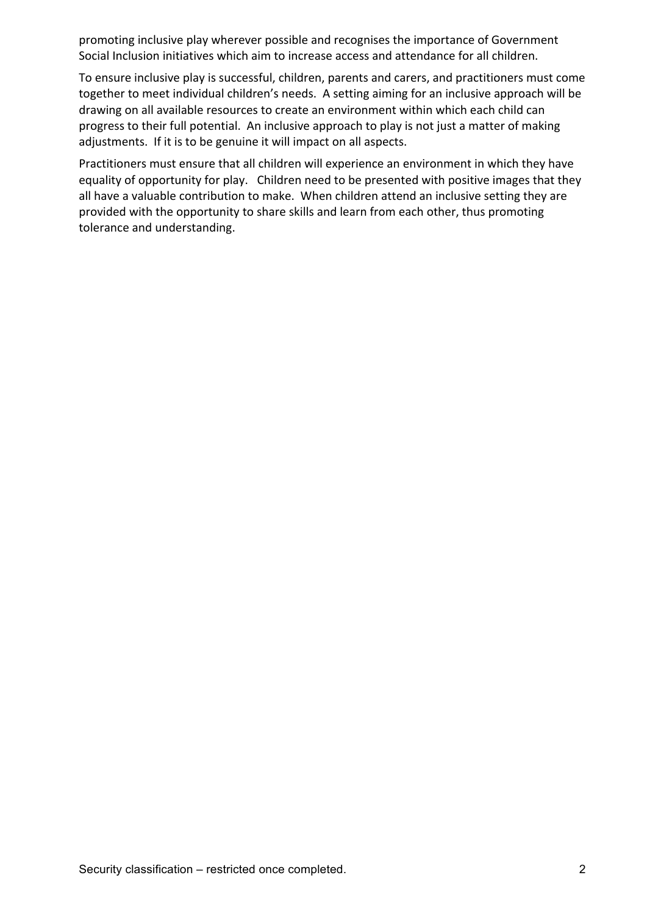promoting inclusive play wherever possible and recognises the importance of Government Social Inclusion initiatives which aim to increase access and attendance for all children.

To ensure inclusive play is successful, children, parents and carers, and practitioners must come together to meet individual children's needs. A setting aiming for an inclusive approach will be drawing on all available resources to create an environment within which each child can progress to their full potential. An inclusive approach to play is not just a matter of making adjustments. If it is to be genuine it will impact on all aspects.

Practitioners must ensure that all children will experience an environment in which they have equality of opportunity for play. Children need to be presented with positive images that they all have a valuable contribution to make. When children attend an inclusive setting they are provided with the opportunity to share skills and learn from each other, thus promoting tolerance and understanding.